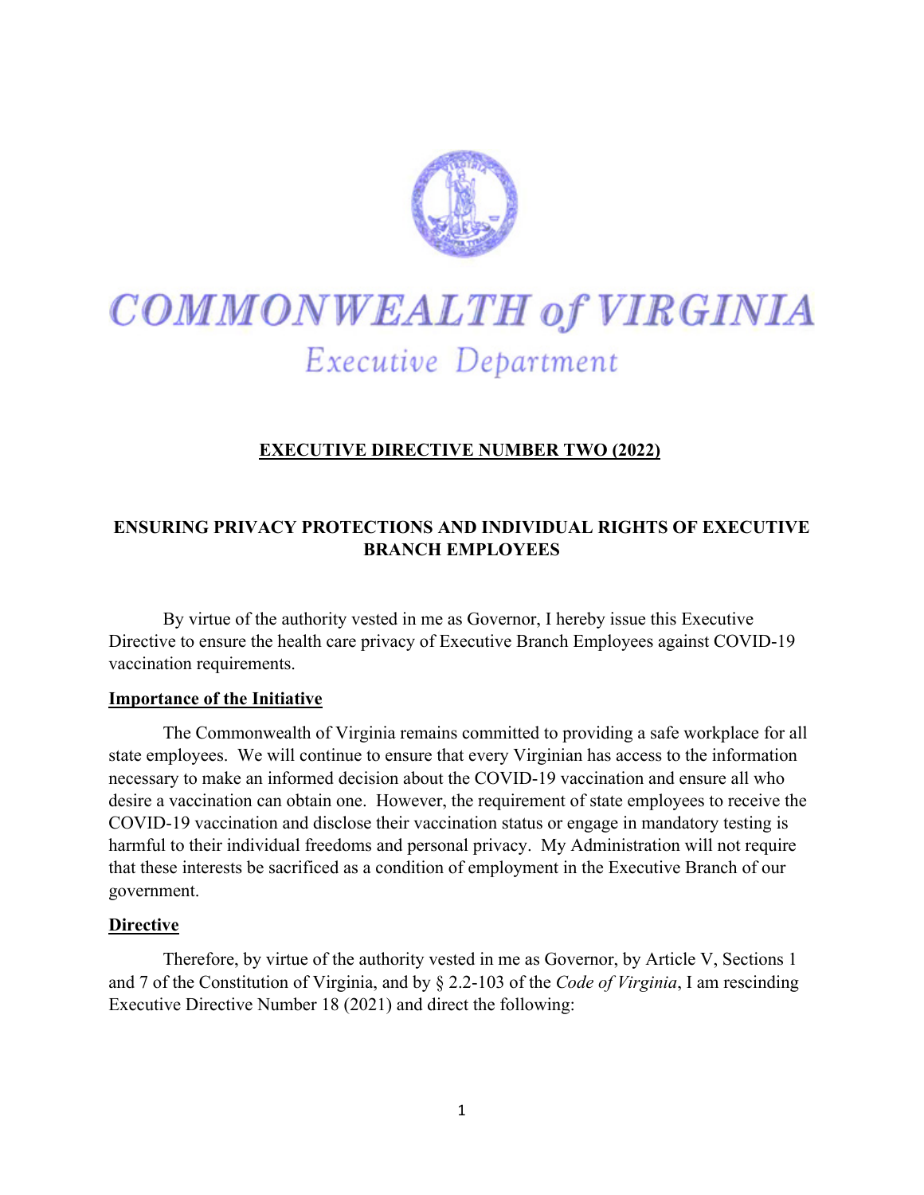# COMMONWEALTH of VIRGINIA

## Executive Department

### EXECUTIVE DIRECTIVE NUMBER TWO (2022)

### ENSURING PRIVACY PROTECTIONS AND INDIVIDUAL RIGHTS OF EXECUTIVE BRANCH EMPLOYEES

By virtue of the authority vested in me as Governor, I hereby issue this Executive Directive to ensure the health care privacy of Executive Branch Employees against COVID-19 vaccination requirements.

**Importance of the Initiative**

The Commonwealth of Virginia remains committed to providing a safe workplace for all state employees. We will continue to ensure that every Virginian has access to the information necessary to make an informed decision about the COVID-19 vaccination and ensure all who desire a vaccination can obtain one. However, the requirement of state employees to receive the COVID-19 vaccination and disclose their vaccination status or engage in mandatory testing is harmful to their individual freedoms and personal privacy. My Administration will not require that these interests be sacrificed as a condition of employment in the Executive Branch of our government.

**Directive**

Therefore, by virtue of the authority vested in me as Governor, by Article V, Sections 1 and 7 of the Constitution of Virginia, and by § 2.2-103 of the *Code of Virginia*, I am rescinding Executive Directive Number 18 (2021) and direct the following: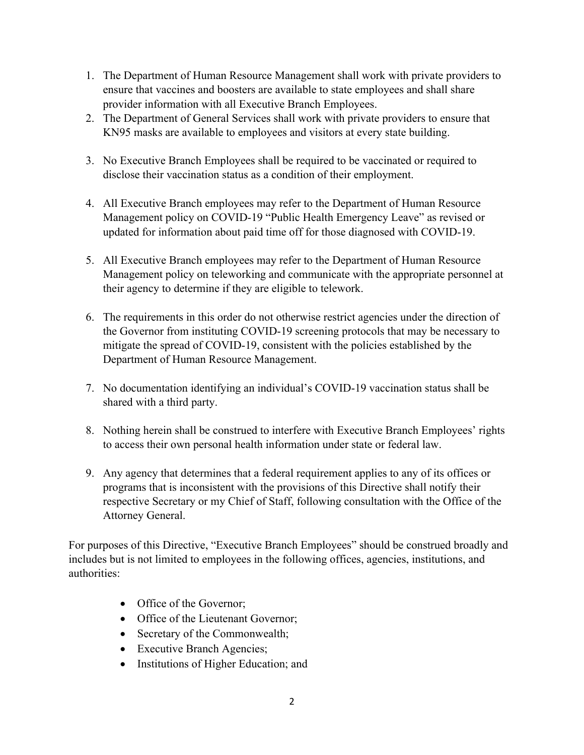1. The Department of Human Resource Management shall work with private providers to ensure that vaccines and boosters are available to state employees and shall share provider information with all Executive Branch Employees.
2. The Department of General Services shall work with private providers to ensure that KN95 masks are available to employees and visitors at every state building.
3. No Executive Branch Employees shall be required to be vaccinated or required to disclose their vaccination status as a condition of their employment.
4. All Executive Branch employees may refer to the Department of Human Resource Management policy on COVID-19 "Public Health Emergency Leave" as revised or updated for information about paid time off for those diagnosed with COVID-19.
5. All Executive Branch employees may refer to the Department of Human Resource Management policy on teleworking and communicate with the appropriate personnel at their agency to determine if they are eligible to telework.
6. The requirements in this order do not otherwise restrict agencies under the direction of the Governor from instituting COVID-19 screening protocols that may be necessary to mitigate the spread of COVID-19, consistent with the policies established by the Department of Human Resource Management.
7. No documentation identifying an individual's COVID-19 vaccination status shall be shared with a third party.
8. Nothing herein shall be construed to interfere with Executive Branch Employees' rights to access their own personal health information under state or federal law.
9. Any agency that determines that a federal requirement applies to any of its offices or programs that is inconsistent with the provisions of this Directive shall notify their respective Secretary or my Chief of Staff, following consultation with the Office of the Attorney General.

For purposes of this Directive, "Executive Branch Employees" should be construed broadly and includes but is not limited to employees in the following offices, agencies, institutions, and authorities:

- Office of the Governor;
- Office of the Lieutenant Governor;
- Secretary of the Commonwealth;
- Executive Branch Agencies;
- Institutions of Higher Education; and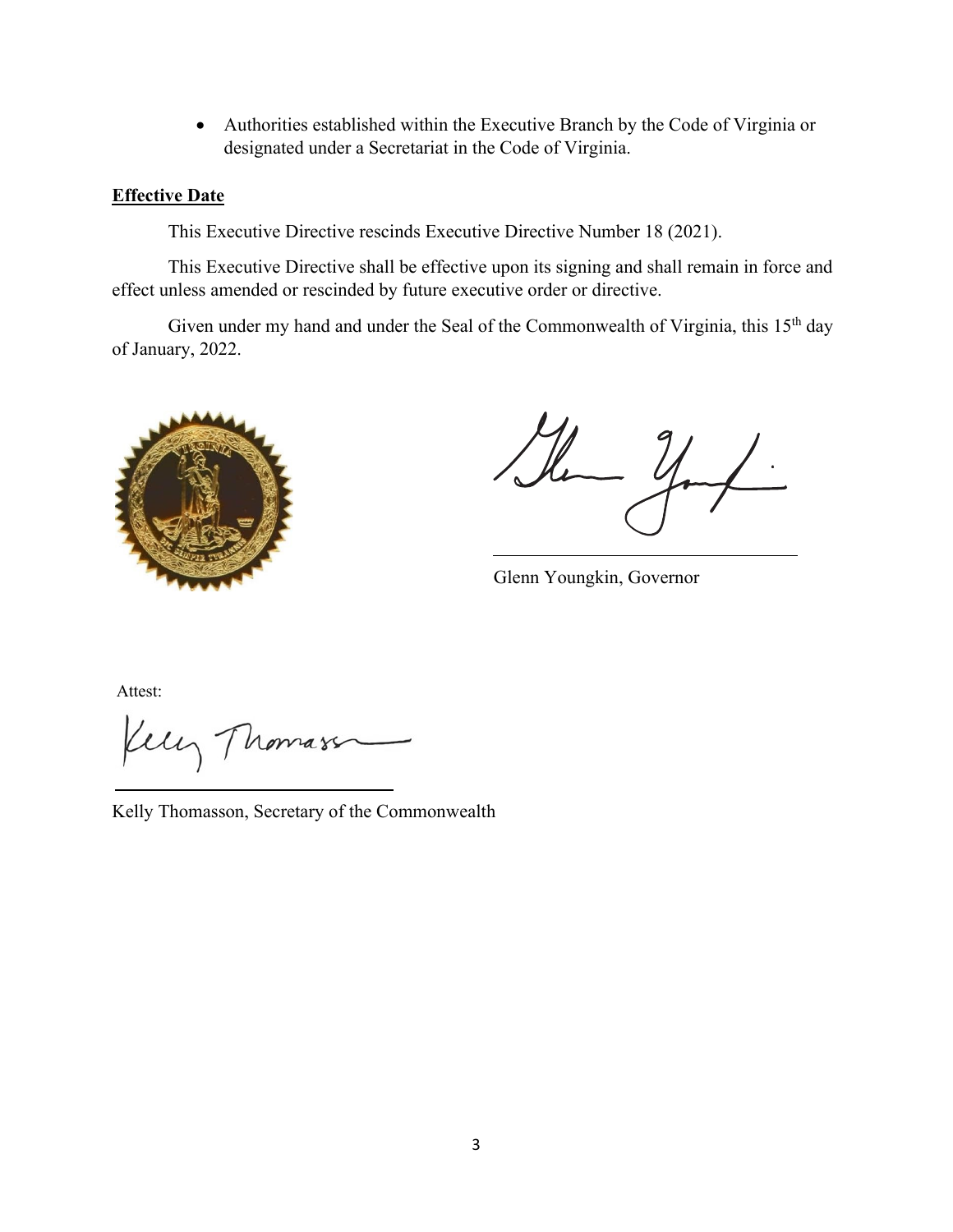- Authorities established within the Executive Branch by the Code of Virginia or designated under a Secretariat in the Code of Virginia.

**Effective Date**

This Executive Directive rescinds Executive Directive Number 18 (2021).

This Executive Directive shall be effective upon its signing and shall remain in force and effect unless amended or rescinded by future executive order or directive.

Given under my hand and under the Seal of the Commonwealth of Virginia, this 15th day of January, 2022.

Glenn Youngkin, Governor

Attest:

Kelly Thomasson, Secretary of the Commonwealth